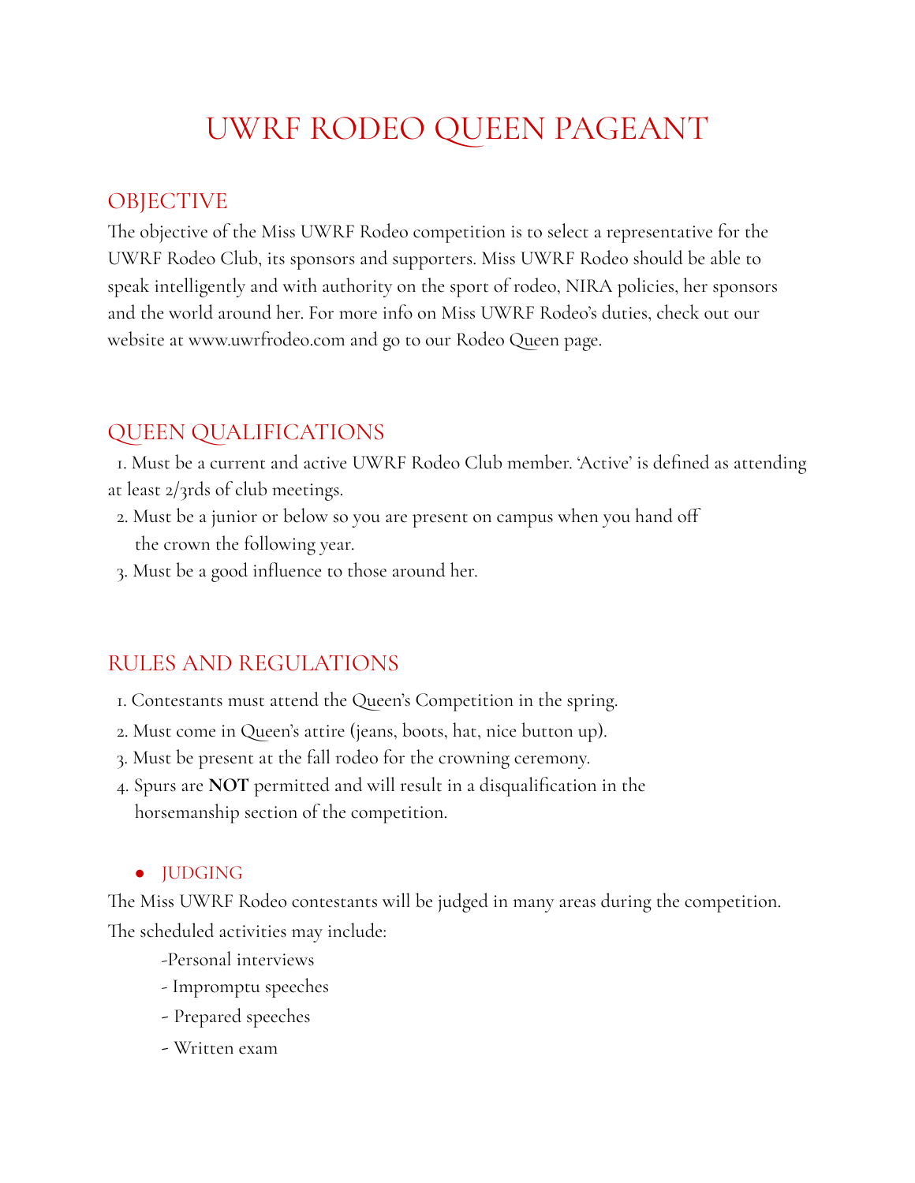# UWRF RODEO QUEEN PAGEANT

## OBJECTIVE

The objective of the Miss UWRF Rodeo competition is to select a representative for the UWRF Rodeo Club, its sponsors and supporters. Miss UWRF Rodeo should be able to speak intelligently and with authority on the sport of rodeo, NIRA policies, her sponsors and the world around her. For more info on Miss UWRF Rodeo's duties, check out our website at www.uwrfrodeo.com and go to our Rodeo Queen page.

## QUEEN QUALIFICATIONS

1. Must be a current and active UWRF Rodeo Club member. 'Active' is defined as attending at least 2/3rds of club meetings.
2. Must be a junior or below so you are present on campus when you hand off the crown the following year.
3. Must be a good influence to those around her.

## RULES AND REGULATIONS

1. Contestants must attend the Queen's Competition in the spring.
2. Must come in Queen's attire (jeans, boots, hat, nice button up).
3. Must be present at the fall rodeo for the crowning ceremony.
4. Spurs are **NOT** permitted and will result in a disqualification in the horsemanship section of the competition.

- JUDGING

The Miss UWRF Rodeo contestants will be judged in many areas during the competition. The scheduled activities may include:

-Personal interviews

- Impromptu speeches

- Prepared speeches

- Written exam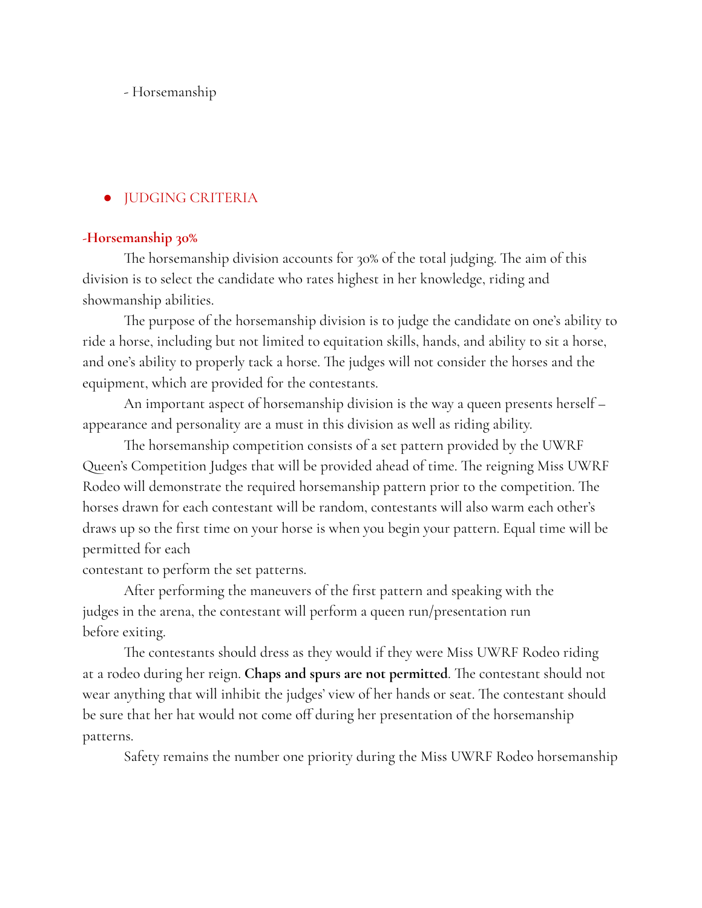- Horsemanship

- JUDGING CRITERIA

**-Horsemanship 30%**

The horsemanship division accounts for 30% of the total judging. The aim of this division is to select the candidate who rates highest in her knowledge, riding and showmanship abilities.

The purpose of the horsemanship division is to judge the candidate on one's ability to ride a horse, including but not limited to equitation skills, hands, and ability to sit a horse, and one's ability to properly tack a horse. The judges will not consider the horses and the equipment, which are provided for the contestants.

An important aspect of horsemanship division is the way a queen presents herself – appearance and personality are a must in this division as well as riding ability.

The horsemanship competition consists of a set pattern provided by the UWRF Queen's Competition Judges that will be provided ahead of time. The reigning Miss UWRF Rodeo will demonstrate the required horsemanship pattern prior to the competition. The horses drawn for each contestant will be random, contestants will also warm each other's draws up so the first time on your horse is when you begin your pattern. Equal time will be permitted for each contestant to perform the set patterns.

After performing the maneuvers of the first pattern and speaking with the judges in the arena, the contestant will perform a queen run/presentation run before exiting.

The contestants should dress as they would if they were Miss UWRF Rodeo riding at a rodeo during her reign. **Chaps and spurs are not permitted**. The contestant should not wear anything that will inhibit the judges' view of her hands or seat. The contestant should be sure that her hat would not come off during her presentation of the horsemanship patterns.

Safety remains the number one priority during the Miss UWRF Rodeo horsemanship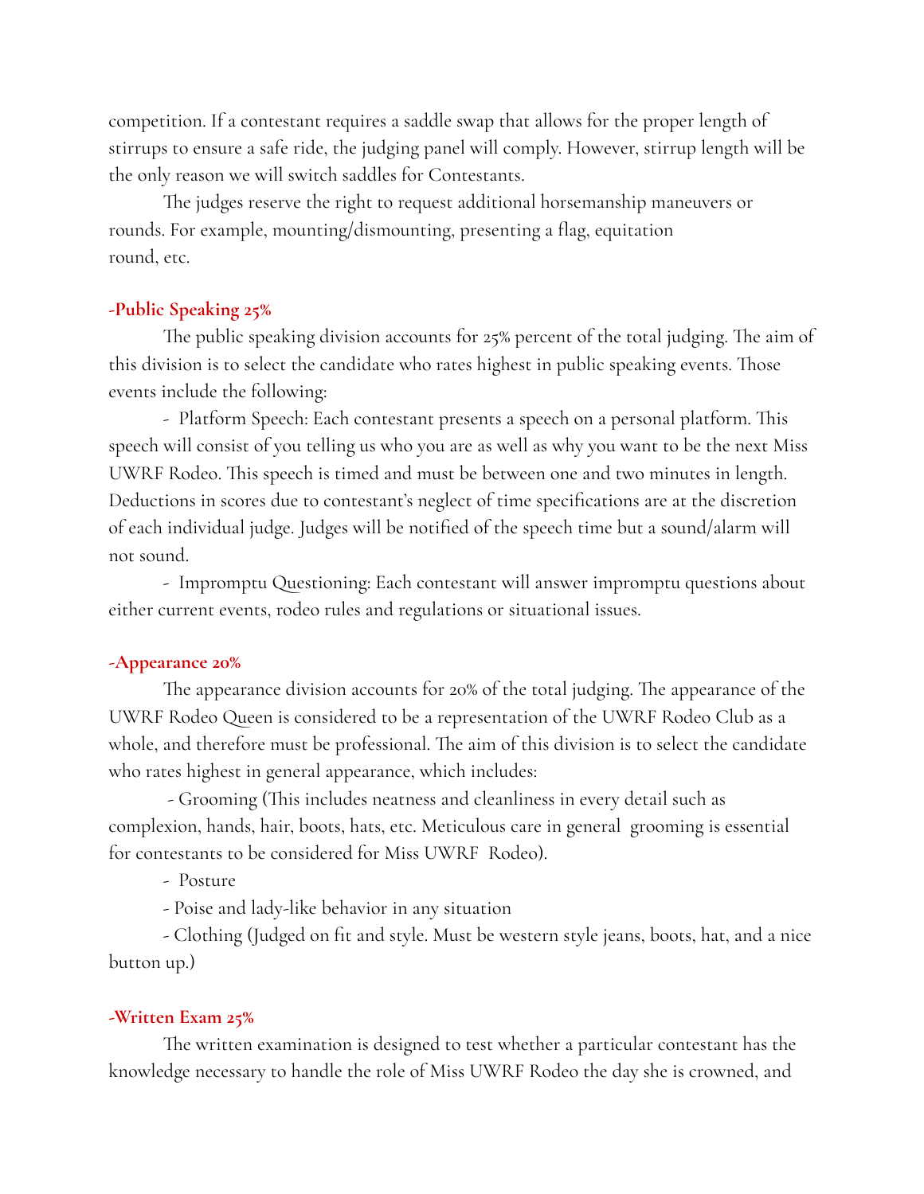competition. If a contestant requires a saddle swap that allows for the proper length of stirrups to ensure a safe ride, the judging panel will comply. However, stirrup length will be the only reason we will switch saddles for Contestants.

The judges reserve the right to request additional horsemanship maneuvers or rounds. For example, mounting/dismounting, presenting a flag, equitation round, etc.

**-Public Speaking 25%**

The public speaking division accounts for 25% percent of the total judging. The aim of this division is to select the candidate who rates highest in public speaking events. Those events include the following:

- Platform Speech: Each contestant presents a speech on a personal platform. This speech will consist of you telling us who you are as well as why you want to be the next Miss UWRF Rodeo. This speech is timed and must be between one and two minutes in length. Deductions in scores due to contestant's neglect of time specifications are at the discretion of each individual judge. Judges will be notified of the speech time but a sound/alarm will not sound.
- Impromptu Questioning: Each contestant will answer impromptu questions about either current events, rodeo rules and regulations or situational issues.

**-Appearance 20%**

The appearance division accounts for 20% of the total judging. The appearance of the UWRF Rodeo Queen is considered to be a representation of the UWRF Rodeo Club as a whole, and therefore must be professional. The aim of this division is to select the candidate who rates highest in general appearance, which includes:

- Grooming (This includes neatness and cleanliness in every detail such as complexion, hands, hair, boots, hats, etc. Meticulous care in general grooming is essential for contestants to be considered for Miss UWRF Rodeo).
- Posture
- Poise and lady-like behavior in any situation
- Clothing (Judged on fit and style. Must be western style jeans, boots, hat, and a nice button up.)

**-Written Exam 25%**

The written examination is designed to test whether a particular contestant has the knowledge necessary to handle the role of Miss UWRF Rodeo the day she is crowned, and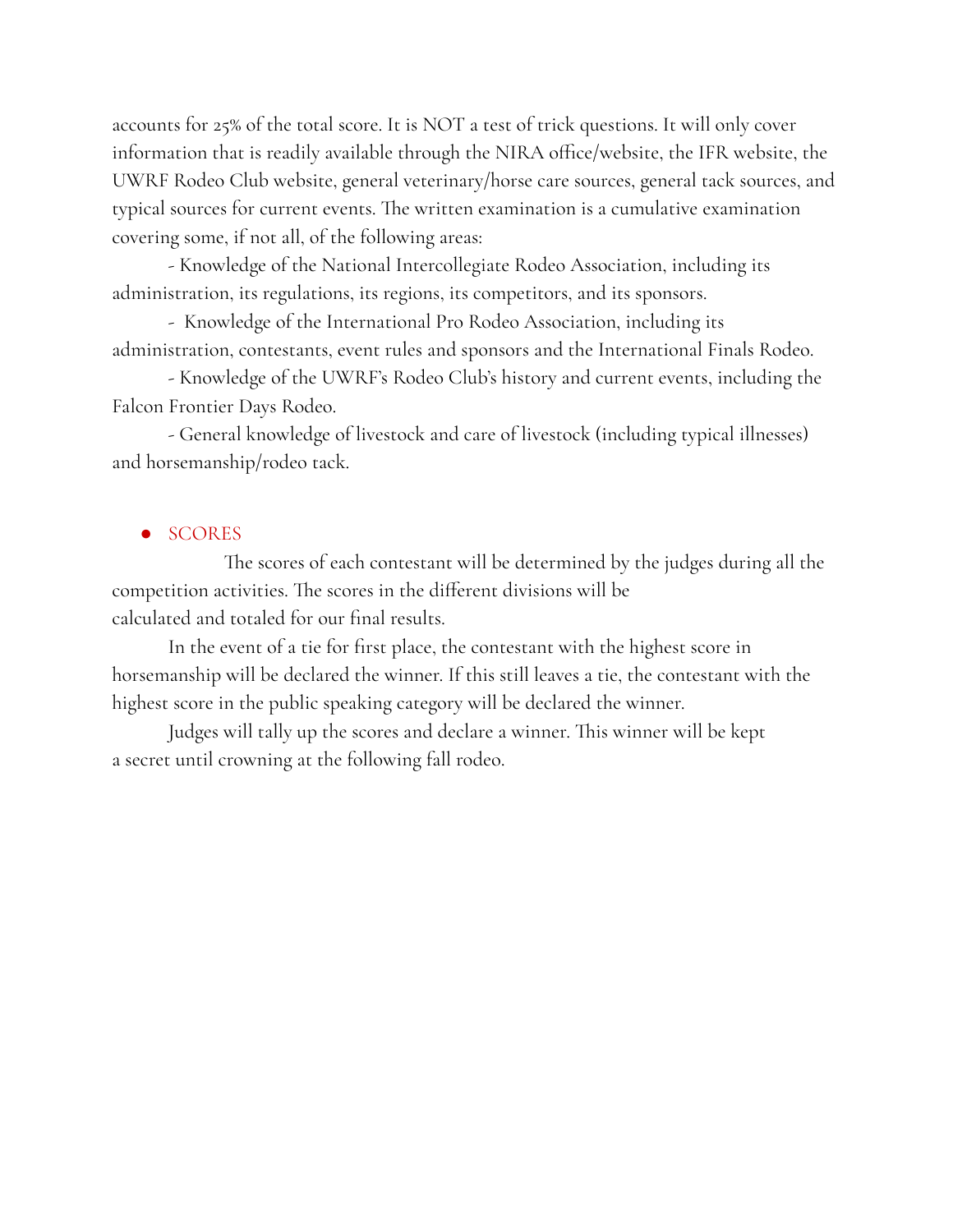accounts for 25% of the total score. It is NOT a test of trick questions. It will only cover information that is readily available through the NIRA office/website, the IFR website, the UWRF Rodeo Club website, general veterinary/horse care sources, general tack sources, and typical sources for current events. The written examination is a cumulative examination covering some, if not all, of the following areas:

- Knowledge of the National Intercollegiate Rodeo Association, including its administration, its regulations, its regions, its competitors, and its sponsors.
- Knowledge of the International Pro Rodeo Association, including its administration, contestants, event rules and sponsors and the International Finals Rodeo.
- Knowledge of the UWRF's Rodeo Club's history and current events, including the Falcon Frontier Days Rodeo.
- General knowledge of livestock and care of livestock (including typical illnesses) and horsemanship/rodeo tack.

- SCORES

The scores of each contestant will be determined by the judges during all the competition activities. The scores in the different divisions will be calculated and totaled for our final results.

In the event of a tie for first place, the contestant with the highest score in horsemanship will be declared the winner. If this still leaves a tie, the contestant with the highest score in the public speaking category will be declared the winner.

Judges will tally up the scores and declare a winner. This winner will be kept a secret until crowning at the following fall rodeo.